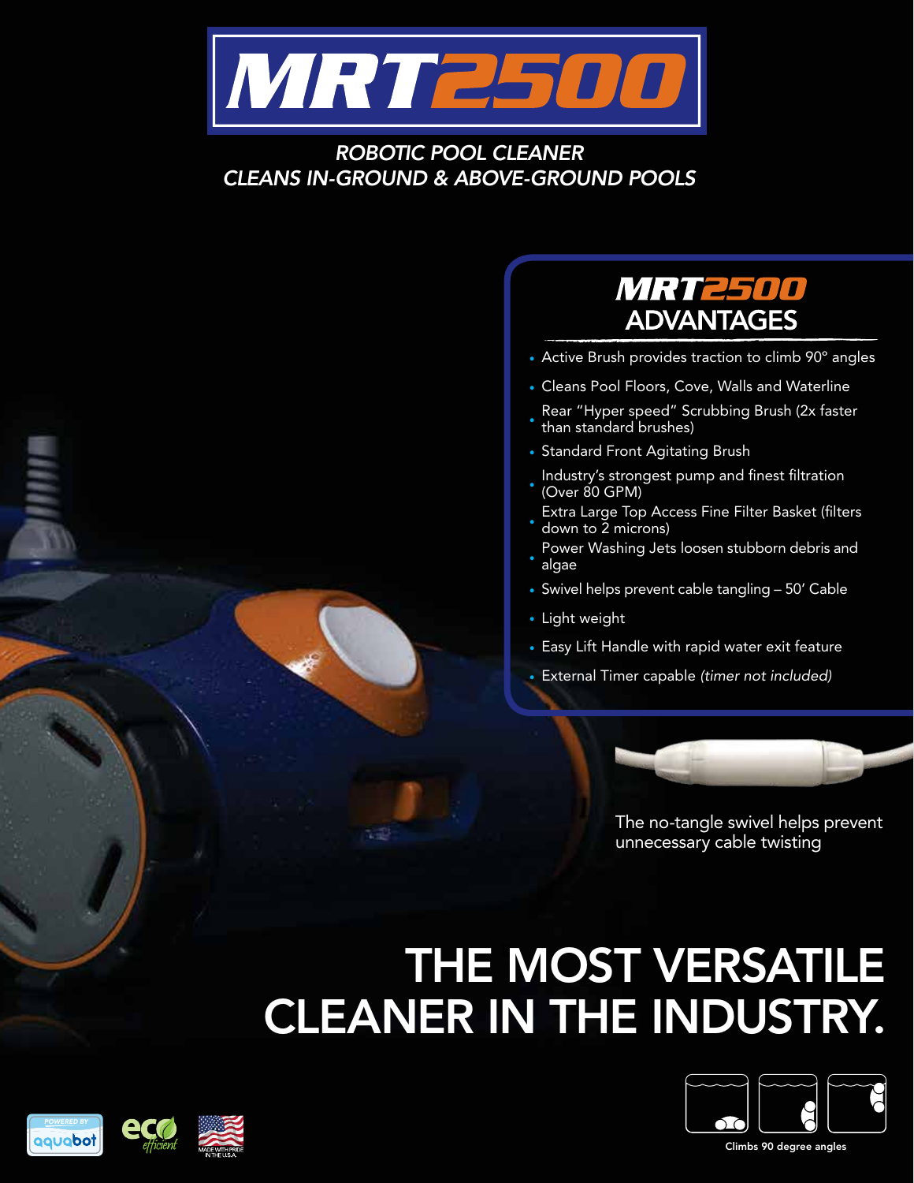# MRT2500

*ROBOTIC POOL CLEANER*
*CLEANS IN-GROUND & ABOVE-GROUND POOLS*

## MRT2500 ADVANTAGES

- Active Brush provides traction to climb 90° angles
- Cleans Pool Floors, Cove, Walls and Waterline
- Rear "Hyper speed" Scrubbing Brush (2x faster than standard brushes)
- Standard Front Agitating Brush
- Industry's strongest pump and finest filtration (Over 80 GPM)
- Extra Large Top Access Fine Filter Basket (filters down to 2 microns)
- Power Washing Jets loosen stubborn debris and algae
- Swivel helps prevent cable tangling – 50′ Cable
- Light weight
- Easy Lift Handle with rapid water exit feature
- External Timer capable *(timer not included)*

The no-tangle swivel helps prevent unnecessary cable twisting

# THE MOST VERSATILE CLEANER IN THE INDUSTRY.

Climbs 90 degree angles

POWERED BY aquabot

eco efficient

MADE WITH PRIDE IN THE U.S.A.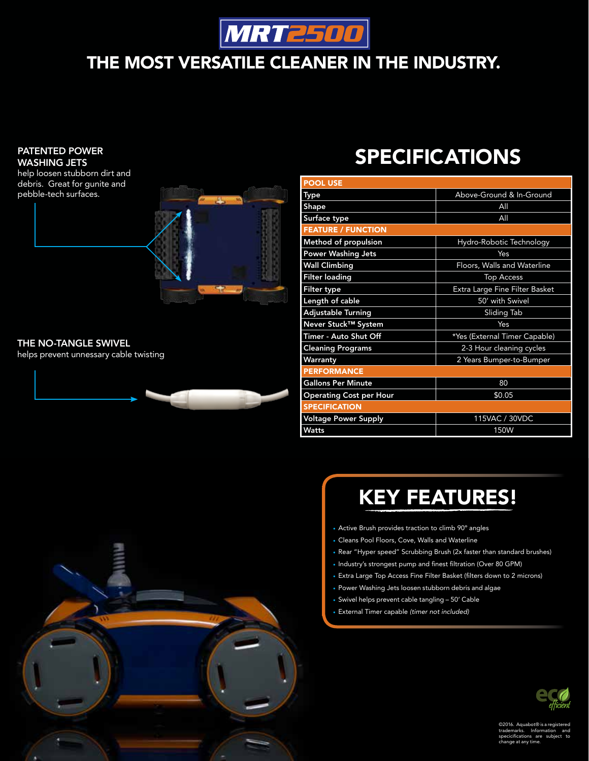# MRT2500

## THE MOST VERSATILE CLEANER IN THE INDUSTRY.

### PATENTED POWER WASHING JETS

help loosen stubborn dirt and debris. Great for gunite and pebble-tech surfaces.

### THE NO-TANGLE SWIVEL

helps prevent unnessary cable twisting

## SPECIFICATIONS

| | |
|---|---|
| **POOL USE** | |
| Type | Above-Ground & In-Ground |
| Shape | All |
| Surface type | All |
| **FEATURE / FUNCTION** | |
| Method of propulsion | Hydro-Robotic Technology |
| Power Washing Jets | Yes |
| Wall Climbing | Floors, Walls and Waterline |
| Filter loading | Top Access |
| Filter type | Extra Large Fine Filter Basket |
| Length of cable | 50' with Swivel |
| Adjustable Turning | Sliding Tab |
| Never Stuck™ System | Yes |
| Timer - Auto Shut Off | *Yes (External Timer Capable) |
| Cleaning Programs | 2-3 Hour cleaning cycles |
| Warranty | 2 Years Bumper-to-Bumper |
| **PERFORMANCE** | |
| Gallons Per Minute | 80 |
| Operating Cost per Hour | $0.05 |
| **SPECIFICATION** | |
| Voltage Power Supply | 115VAC / 30VDC |
| Watts | 150W |

## KEY FEATURES!

- Active Brush provides traction to climb 90° angles
- Cleans Pool Floors, Cove, Walls and Waterline
- Rear "Hyper speed" Scrubbing Brush (2x faster than standard brushes)
- Industry's strongest pump and finest filtration (Over 80 GPM)
- Extra Large Top Access Fine Filter Basket (filters down to 2 microns)
- Power Washing Jets loosen stubborn debris and algae
- Swivel helps prevent cable tangling – 50' Cable
- External Timer capable *(timer not included)*

eco efficient

©2016. Aquabot® is a registered trademarks. Information and speciciffications are subject to change at any time.